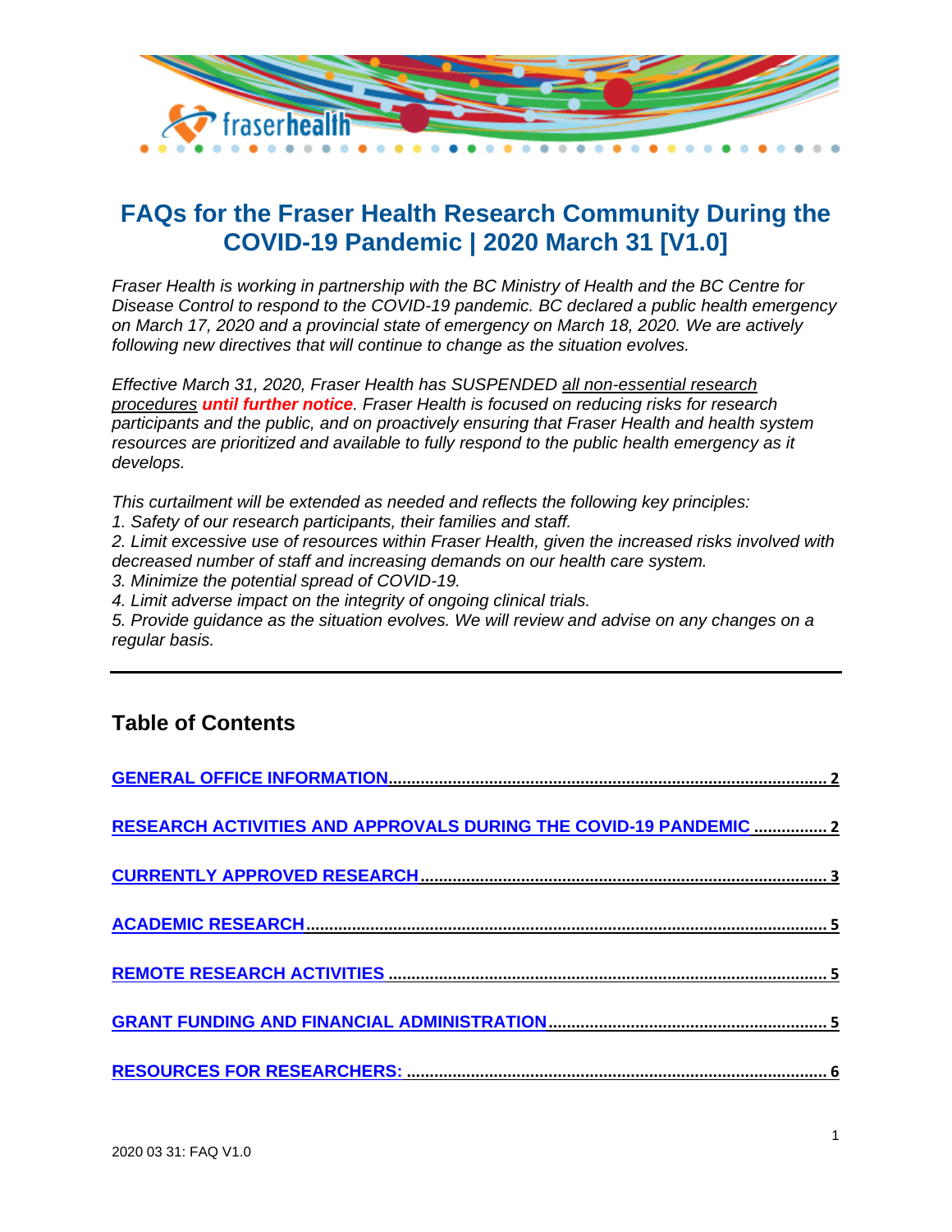# FAQs for the Fraser Health Research Community During the COVID-19 Pandemic | 2020 March 31 [V1.0]

*Fraser Health is working in partnership with the BC Ministry of Health and the BC Centre for Disease Control to respond to the COVID-19 pandemic. BC declared a public health emergency on March 17, 2020 and a provincial state of emergency on March 18, 2020. We are actively following new directives that will continue to change as the situation evolves.*

*Effective March 31, 2020, Fraser Health has SUSPENDED all non-essential research procedures **until further notice**. Fraser Health is focused on reducing risks for research participants and the public, and on proactively ensuring that Fraser Health and health system resources are prioritized and available to fully respond to the public health emergency as it develops.*

*This curtailment will be extended as needed and reflects the following key principles:*

*1. Safety of our research participants, their families and staff.*

*2. Limit excessive use of resources within Fraser Health, given the increased risks involved with decreased number of staff and increasing demands on our health care system.*

*3. Minimize the potential spread of COVID-19.*

*4. Limit adverse impact on the integrity of ongoing clinical trials.*

*5. Provide guidance as the situation evolves. We will review and advise on any changes on a regular basis.*

---

## Table of Contents

- GENERAL OFFICE INFORMATION ..... 2
- RESEARCH ACTIVITIES AND APPROVALS DURING THE COVID-19 PANDEMIC ..... 2
- CURRENTLY APPROVED RESEARCH ..... 3
- ACADEMIC RESEARCH ..... 5
- REMOTE RESEARCH ACTIVITIES ..... 5
- GRANT FUNDING AND FINANCIAL ADMINISTRATION ..... 5
- RESOURCES FOR RESEARCHERS: ..... 6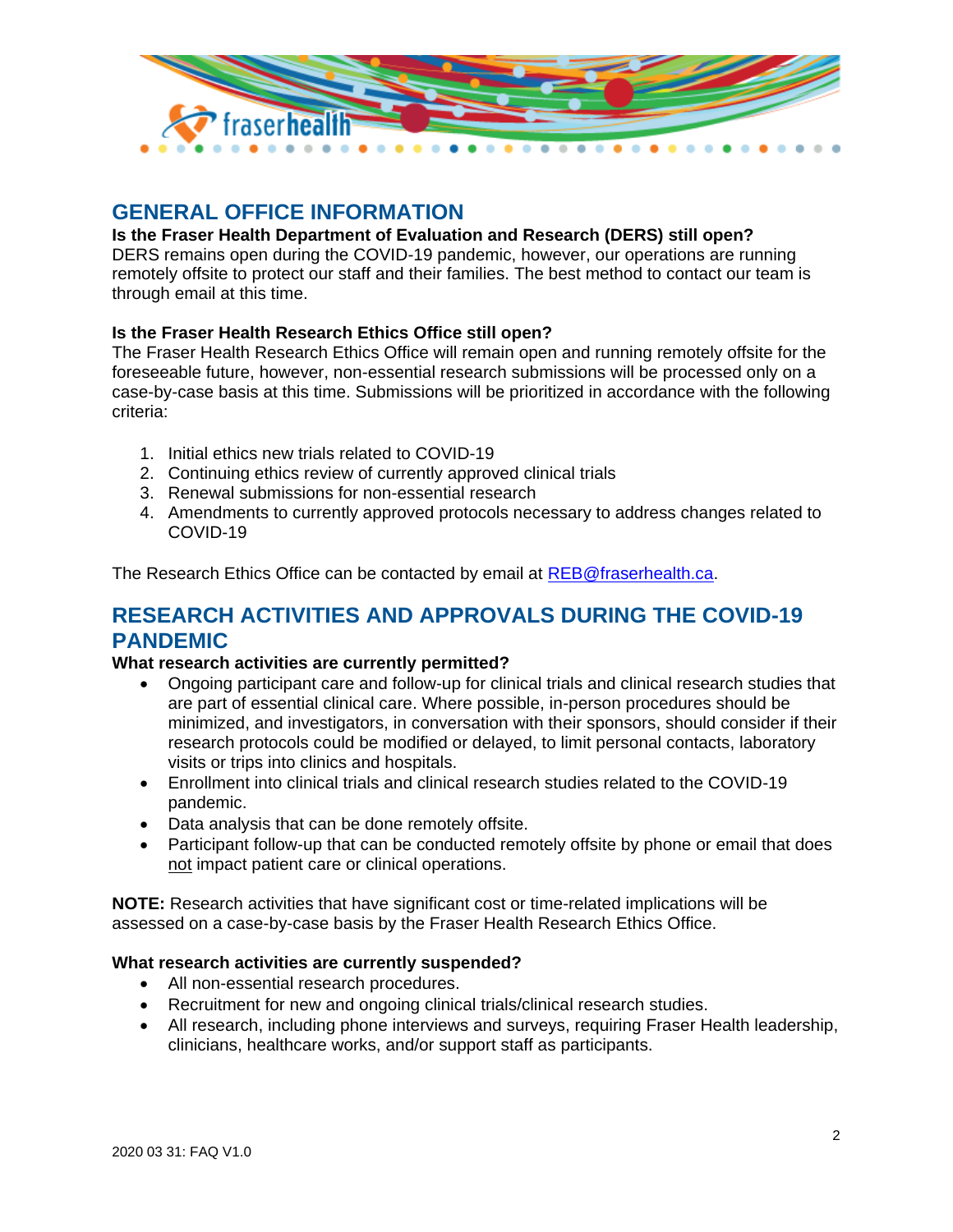## GENERAL OFFICE INFORMATION

**Is the Fraser Health Department of Evaluation and Research (DERS) still open?**
DERS remains open during the COVID-19 pandemic, however, our operations are running remotely offsite to protect our staff and their families. The best method to contact our team is through email at this time.

**Is the Fraser Health Research Ethics Office still open?**
The Fraser Health Research Ethics Office will remain open and running remotely offsite for the foreseeable future, however, non-essential research submissions will be processed only on a case-by-case basis at this time. Submissions will be prioritized in accordance with the following criteria:

1. Initial ethics new trials related to COVID-19
2. Continuing ethics review of currently approved clinical trials
3. Renewal submissions for non-essential research
4. Amendments to currently approved protocols necessary to address changes related to COVID-19

The Research Ethics Office can be contacted by email at REB@fraserhealth.ca.

## RESEARCH ACTIVITIES AND APPROVALS DURING THE COVID-19 PANDEMIC

**What research activities are currently permitted?**

- Ongoing participant care and follow-up for clinical trials and clinical research studies that are part of essential clinical care. Where possible, in-person procedures should be minimized, and investigators, in conversation with their sponsors, should consider if their research protocols could be modified or delayed, to limit personal contacts, laboratory visits or trips into clinics and hospitals.
- Enrollment into clinical trials and clinical research studies related to the COVID-19 pandemic.
- Data analysis that can be done remotely offsite.
- Participant follow-up that can be conducted remotely offsite by phone or email that does not impact patient care or clinical operations.

**NOTE:** Research activities that have significant cost or time-related implications will be assessed on a case-by-case basis by the Fraser Health Research Ethics Office.

**What research activities are currently suspended?**

- All non-essential research procedures.
- Recruitment for new and ongoing clinical trials/clinical research studies.
- All research, including phone interviews and surveys, requiring Fraser Health leadership, clinicians, healthcare works, and/or support staff as participants.

2020 03 31: FAQ V1.0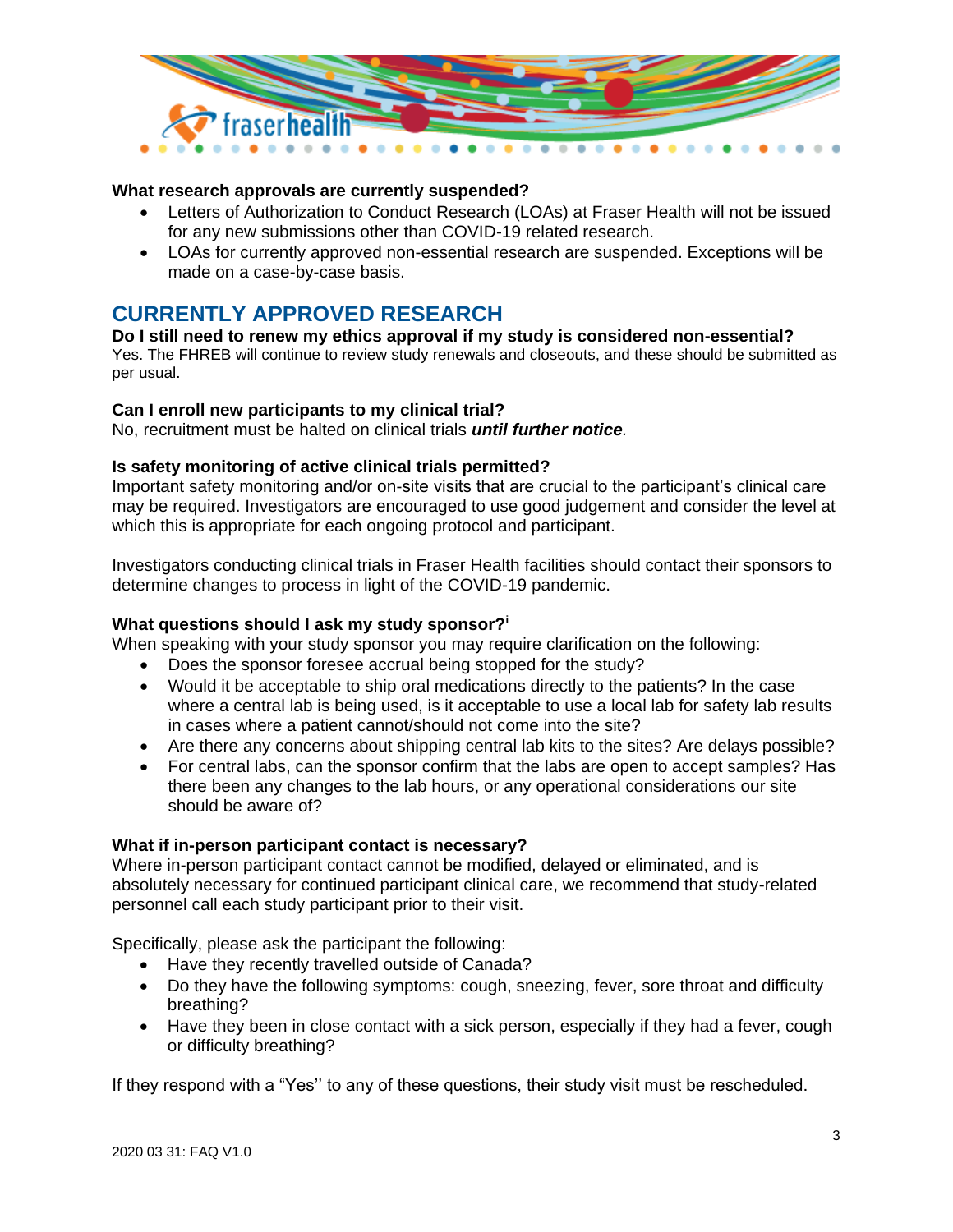**What research approvals are currently suspended?**

- Letters of Authorization to Conduct Research (LOAs) at Fraser Health will not be issued for any new submissions other than COVID-19 related research.
- LOAs for currently approved non-essential research are suspended. Exceptions will be made on a case-by-case basis.

## CURRENTLY APPROVED RESEARCH

**Do I still need to renew my ethics approval if my study is considered non-essential?**

Yes. The FHREB will continue to review study renewals and closeouts, and these should be submitted as per usual.

**Can I enroll new participants to my clinical trial?**

No, recruitment must be halted on clinical trials ***until further notice***.

**Is safety monitoring of active clinical trials permitted?**

Important safety monitoring and/or on-site visits that are crucial to the participant's clinical care may be required. Investigators are encouraged to use good judgement and consider the level at which this is appropriate for each ongoing protocol and participant.

Investigators conducting clinical trials in Fraser Health facilities should contact their sponsors to determine changes to process in light of the COVID-19 pandemic.

**What questions should I ask my study sponsor?**[i]

When speaking with your study sponsor you may require clarification on the following:

- Does the sponsor foresee accrual being stopped for the study?
- Would it be acceptable to ship oral medications directly to the patients? In the case where a central lab is being used, is it acceptable to use a local lab for safety lab results in cases where a patient cannot/should not come into the site?
- Are there any concerns about shipping central lab kits to the sites? Are delays possible?
- For central labs, can the sponsor confirm that the labs are open to accept samples? Has there been any changes to the lab hours, or any operational considerations our site should be aware of?

**What if in-person participant contact is necessary?**

Where in-person participant contact cannot be modified, delayed or eliminated, and is absolutely necessary for continued participant clinical care, we recommend that study-related personnel call each study participant prior to their visit.

Specifically, please ask the participant the following:

- Have they recently travelled outside of Canada?
- Do they have the following symptoms: cough, sneezing, fever, sore throat and difficulty breathing?
- Have they been in close contact with a sick person, especially if they had a fever, cough or difficulty breathing?

If they respond with a "Yes'' to any of these questions, their study visit must be rescheduled.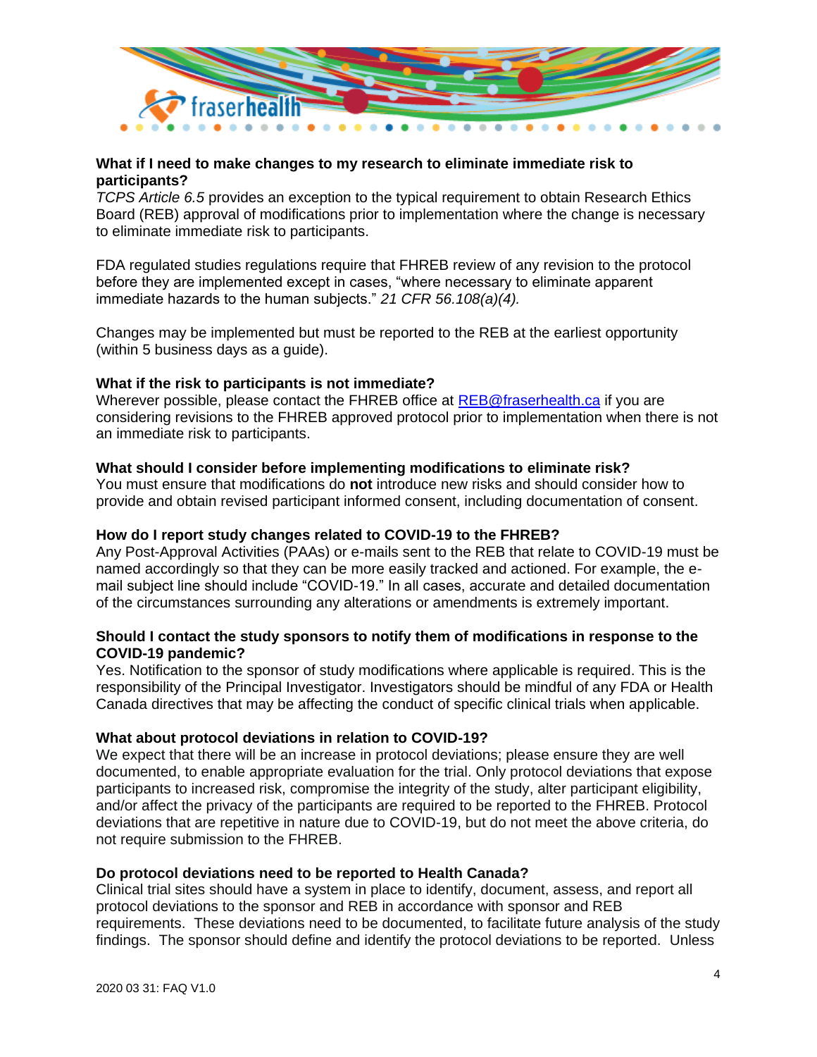### What if I need to make changes to my research to eliminate immediate risk to participants?

*TCPS Article 6.5* provides an exception to the typical requirement to obtain Research Ethics Board (REB) approval of modifications prior to implementation where the change is necessary to eliminate immediate risk to participants.

FDA regulated studies regulations require that FHREB review of any revision to the protocol before they are implemented except in cases, “where necessary to eliminate apparent immediate hazards to the human subjects.” *21 CFR 56.108(a)(4).*

Changes may be implemented but must be reported to the REB at the earliest opportunity (within 5 business days as a guide).

### What if the risk to participants is not immediate?

Wherever possible, please contact the FHREB office at [REB@fraserhealth.ca](mailto:REB@fraserhealth.ca) if you are considering revisions to the FHREB approved protocol prior to implementation when there is not an immediate risk to participants.

### What should I consider before implementing modifications to eliminate risk?

You must ensure that modifications do **not** introduce new risks and should consider how to provide and obtain revised participant informed consent, including documentation of consent.

### How do I report study changes related to COVID-19 to the FHREB?

Any Post-Approval Activities (PAAs) or e-mails sent to the REB that relate to COVID-19 must be named accordingly so that they can be more easily tracked and actioned. For example, the e-mail subject line should include “COVID-19.” In all cases, accurate and detailed documentation of the circumstances surrounding any alterations or amendments is extremely important.

### Should I contact the study sponsors to notify them of modifications in response to the COVID-19 pandemic?

Yes. Notification to the sponsor of study modifications where applicable is required. This is the responsibility of the Principal Investigator. Investigators should be mindful of any FDA or Health Canada directives that may be affecting the conduct of specific clinical trials when applicable.

### What about protocol deviations in relation to COVID-19?

We expect that there will be an increase in protocol deviations; please ensure they are well documented, to enable appropriate evaluation for the trial. Only protocol deviations that expose participants to increased risk, compromise the integrity of the study, alter participant eligibility, and/or affect the privacy of the participants are required to be reported to the FHREB. Protocol deviations that are repetitive in nature due to COVID-19, but do not meet the above criteria, do not require submission to the FHREB.

### Do protocol deviations need to be reported to Health Canada?

Clinical trial sites should have a system in place to identify, document, assess, and report all protocol deviations to the sponsor and REB in accordance with sponsor and REB requirements. These deviations need to be documented, to facilitate future analysis of the study findings. The sponsor should define and identify the protocol deviations to be reported. Unless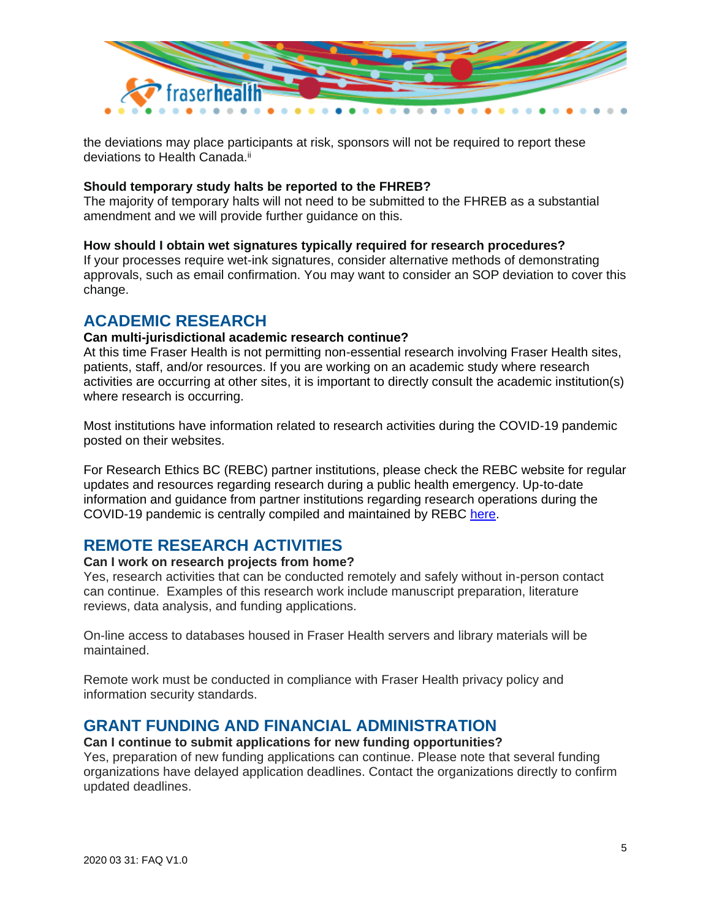the deviations may place participants at risk, sponsors will not be required to report these deviations to Health Canada.[ii]

**Should temporary study halts be reported to the FHREB?**
The majority of temporary halts will not need to be submitted to the FHREB as a substantial amendment and we will provide further guidance on this.

**How should I obtain wet signatures typically required for research procedures?**
If your processes require wet-ink signatures, consider alternative methods of demonstrating approvals, such as email confirmation. You may want to consider an SOP deviation to cover this change.

## ACADEMIC RESEARCH

**Can multi-jurisdictional academic research continue?**
At this time Fraser Health is not permitting non-essential research involving Fraser Health sites, patients, staff, and/or resources. If you are working on an academic study where research activities are occurring at other sites, it is important to directly consult the academic institution(s) where research is occurring.

Most institutions have information related to research activities during the COVID-19 pandemic posted on their websites.

For Research Ethics BC (REBC) partner institutions, please check the REBC website for regular updates and resources regarding research during a public health emergency. Up-to-date information and guidance from partner institutions regarding research operations during the COVID-19 pandemic is centrally compiled and maintained by REBC here.

## REMOTE RESEARCH ACTIVITIES

**Can I work on research projects from home?**
Yes, research activities that can be conducted remotely and safely without in-person contact can continue. Examples of this research work include manuscript preparation, literature reviews, data analysis, and funding applications.

On-line access to databases housed in Fraser Health servers and library materials will be maintained.

Remote work must be conducted in compliance with Fraser Health privacy policy and information security standards.

## GRANT FUNDING AND FINANCIAL ADMINISTRATION

**Can I continue to submit applications for new funding opportunities?**
Yes, preparation of new funding applications can continue. Please note that several funding organizations have delayed application deadlines. Contact the organizations directly to confirm updated deadlines.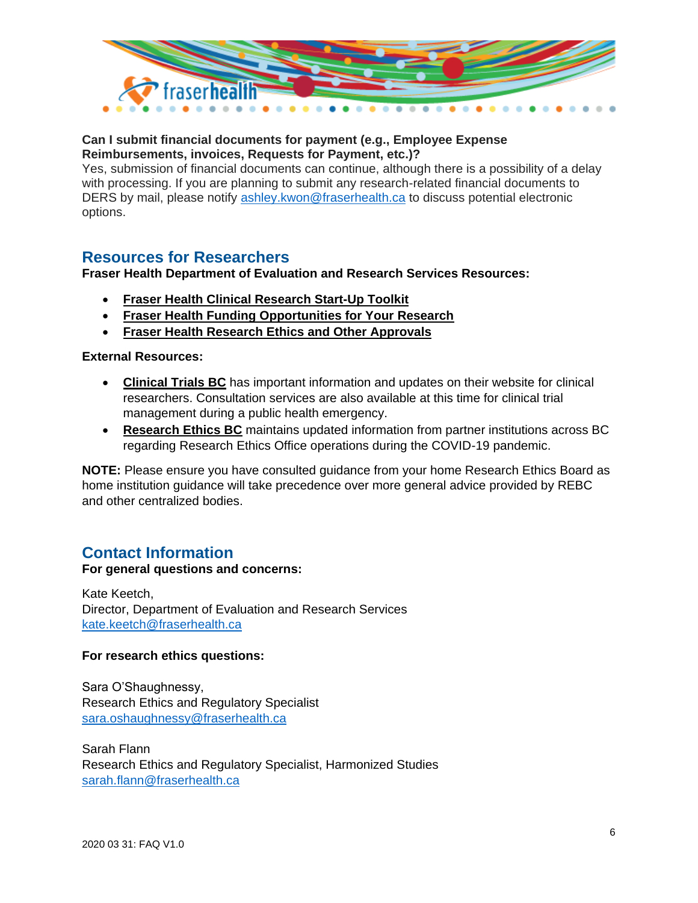**Can I submit financial documents for payment (e.g., Employee Expense Reimbursements, invoices, Requests for Payment, etc.)?**

Yes, submission of financial documents can continue, although there is a possibility of a delay with processing. If you are planning to submit any research-related financial documents to DERS by mail, please notify ashley.kwon@fraserhealth.ca to discuss potential electronic options.

## Resources for Researchers

**Fraser Health Department of Evaluation and Research Services Resources:**

- **Fraser Health Clinical Research Start-Up Toolkit**
- **Fraser Health Funding Opportunities for Your Research**
- **Fraser Health Research Ethics and Other Approvals**

**External Resources:**

- **Clinical Trials BC** has important information and updates on their website for clinical researchers. Consultation services are also available at this time for clinical trial management during a public health emergency.
- **Research Ethics BC** maintains updated information from partner institutions across BC regarding Research Ethics Office operations during the COVID-19 pandemic.

**NOTE:** Please ensure you have consulted guidance from your home Research Ethics Board as home institution guidance will take precedence over more general advice provided by REBC and other centralized bodies.

## Contact Information

**For general questions and concerns:**

Kate Keetch,
Director, Department of Evaluation and Research Services
kate.keetch@fraserhealth.ca

**For research ethics questions:**

Sara O'Shaughnessy,
Research Ethics and Regulatory Specialist
sara.oshaughnessy@fraserhealth.ca

Sarah Flann
Research Ethics and Regulatory Specialist, Harmonized Studies
sarah.flann@fraserhealth.ca

2020 03 31: FAQ V1.0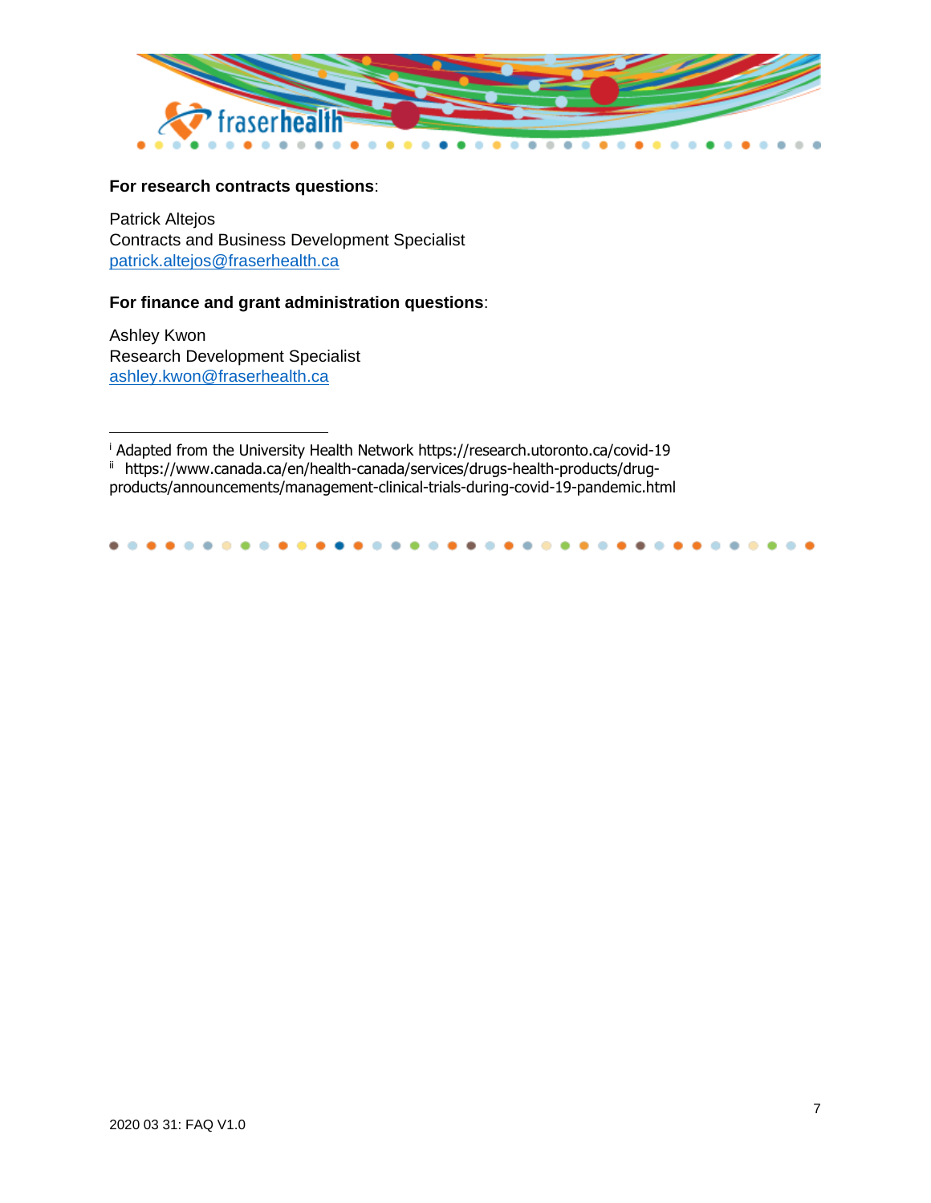**For research contracts questions**:

Patrick Altejos
Contracts and Business Development Specialist
patrick.altejos@fraserhealth.ca

**For finance and grant administration questions**:

Ashley Kwon
Research Development Specialist
ashley.kwon@fraserhealth.ca

---

[i] Adapted from the University Health Network https://research.utoronto.ca/covid-19

[ii] https://www.canada.ca/en/health-canada/services/drugs-health-products/drug-products/announcements/management-clinical-trials-during-covid-19-pandemic.html

2020 03 31: FAQ V1.0